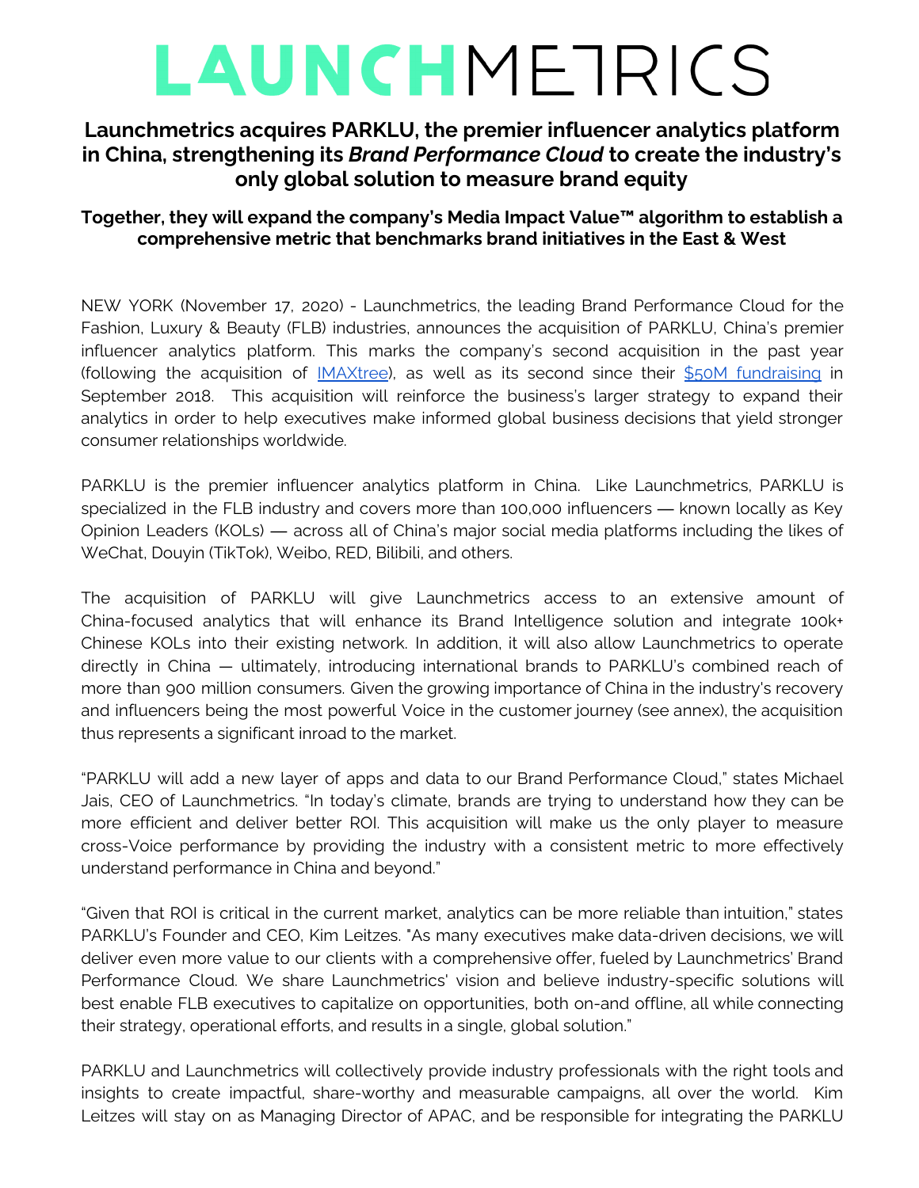# LAUNCHMETRICS

## Launchmetrics acquires PARKLU, the premier influencer analytics platform in China, strengthening its *Brand Performance Cloud* to create the industry's only global solution to measure brand equity

### Together, they will expand the company's Media Impact Value™ algorithm to establish a comprehensive metric that benchmarks brand initiatives in the East & West

NEW YORK (November 17, 2020) - Launchmetrics, the leading Brand Performance Cloud for the Fashion, Luxury & Beauty (FLB) industries, announces the acquisition of PARKLU, China's premier influencer analytics platform. This marks the company's second acquisition in the past year (following the acquisition of [IMAXtree](), as well as its second since their [$50M fundraising]() in September 2018. This acquisition will reinforce the business's larger strategy to expand their analytics in order to help executives make informed global business decisions that yield stronger consumer relationships worldwide.

PARKLU is the premier influencer analytics platform in China. Like Launchmetrics, PARKLU is specialized in the FLB industry and covers more than 100,000 influencers — known locally as Key Opinion Leaders (KOLs) — across all of China's major social media platforms including the likes of WeChat, Douyin (TikTok), Weibo, RED, Bilibili, and others.

The acquisition of PARKLU will give Launchmetrics access to an extensive amount of China-focused analytics that will enhance its Brand Intelligence solution and integrate 100k+ Chinese KOLs into their existing network. In addition, it will also allow Launchmetrics to operate directly in China — ultimately, introducing international brands to PARKLU's combined reach of more than 900 million consumers. Given the growing importance of China in the industry's recovery and influencers being the most powerful Voice in the customer journey (see annex), the acquisition thus represents a significant inroad to the market.

"PARKLU will add a new layer of apps and data to our Brand Performance Cloud," states Michael Jais, CEO of Launchmetrics. "In today's climate, brands are trying to understand how they can be more efficient and deliver better ROI. This acquisition will make us the only player to measure cross-Voice performance by providing the industry with a consistent metric to more effectively understand performance in China and beyond."

"Given that ROI is critical in the current market, analytics can be more reliable than intuition," states PARKLU's Founder and CEO, Kim Leitzes. "As many executives make data-driven decisions, we will deliver even more value to our clients with a comprehensive offer, fueled by Launchmetrics' Brand Performance Cloud. We share Launchmetrics' vision and believe industry-specific solutions will best enable FLB executives to capitalize on opportunities, both on-and offline, all while connecting their strategy, operational efforts, and results in a single, global solution."

PARKLU and Launchmetrics will collectively provide industry professionals with the right tools and insights to create impactful, share-worthy and measurable campaigns, all over the world. Kim Leitzes will stay on as Managing Director of APAC, and be responsible for integrating the PARKLU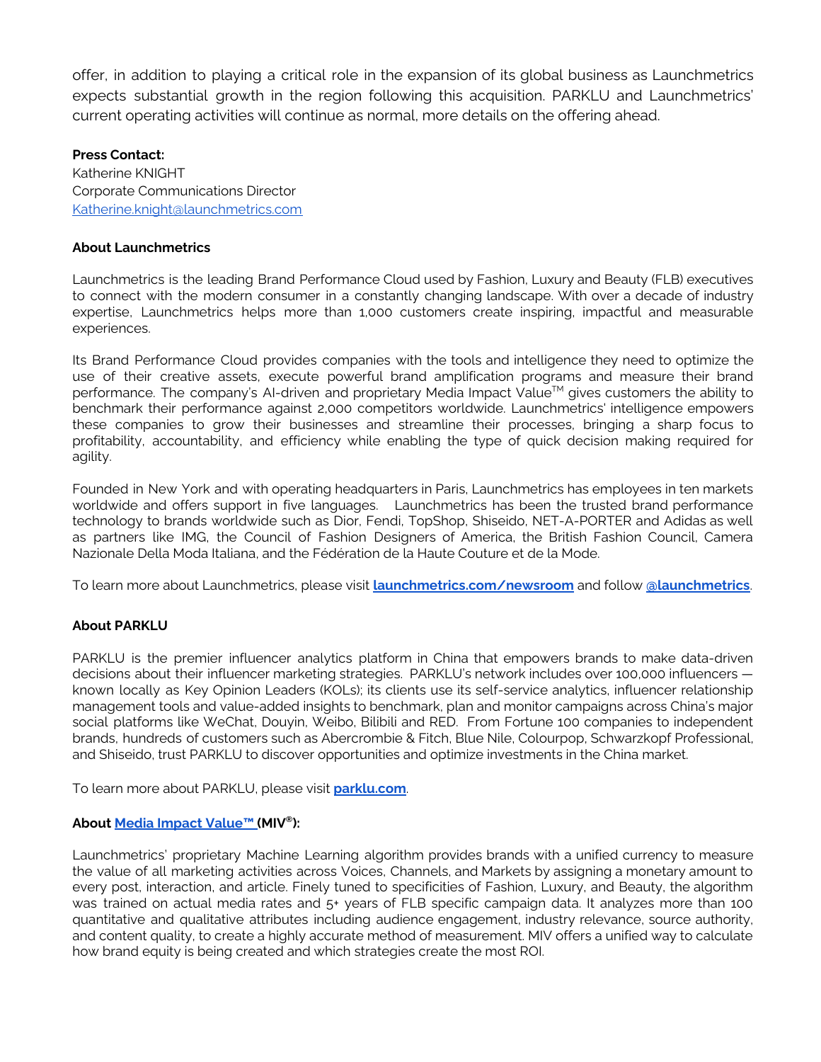offer, in addition to playing a critical role in the expansion of its global business as Launchmetrics expects substantial growth in the region following this acquisition. PARKLU and Launchmetrics' current operating activities will continue as normal, more details on the offering ahead.

**Press Contact:**
Katherine KNIGHT
Corporate Communications Director
[Katherine.knight@launchmetrics.com](mailto:Katherine.knight@launchmetrics.com)

**About Launchmetrics**

Launchmetrics is the leading Brand Performance Cloud used by Fashion, Luxury and Beauty (FLB) executives to connect with the modern consumer in a constantly changing landscape. With over a decade of industry expertise, Launchmetrics helps more than 1,000 customers create inspiring, impactful and measurable experiences.

Its Brand Performance Cloud provides companies with the tools and intelligence they need to optimize the use of their creative assets, execute powerful brand amplification programs and measure their brand performance. The company's AI-driven and proprietary Media Impact Value™ gives customers the ability to benchmark their performance against 2,000 competitors worldwide. Launchmetrics' intelligence empowers these companies to grow their businesses and streamline their processes, bringing a sharp focus to profitability, accountability, and efficiency while enabling the type of quick decision making required for agility.

Founded in New York and with operating headquarters in Paris, Launchmetrics has employees in ten markets worldwide and offers support in five languages. Launchmetrics has been the trusted brand performance technology to brands worldwide such as Dior, Fendi, TopShop, Shiseido, NET-A-PORTER and Adidas as well as partners like IMG, the Council of Fashion Designers of America, the British Fashion Council, Camera Nazionale Della Moda Italiana, and the Fédération de la Haute Couture et de la Mode.

To learn more about Launchmetrics, please visit **[launchmetrics.com/newsroom](launchmetrics.com/newsroom)** and follow **[@launchmetrics](@launchmetrics)**.

**About PARKLU**

PARKLU is the premier influencer analytics platform in China that empowers brands to make data-driven decisions about their influencer marketing strategies. PARKLU's network includes over 100,000 influencers — known locally as Key Opinion Leaders (KOLs); its clients use its self-service analytics, influencer relationship management tools and value-added insights to benchmark, plan and monitor campaigns across China's major social platforms like WeChat, Douyin, Weibo, Bilibili and RED. From Fortune 100 companies to independent brands, hundreds of customers such as Abercrombie & Fitch, Blue Nile, Colourpop, Schwarzkopf Professional, and Shiseido, trust PARKLU to discover opportunities and optimize investments in the China market.

To learn more about PARKLU, please visit **[parklu.com](parklu.com)**.

**About [Media Impact Value™](Media Impact Value™) (MIV®):**

Launchmetrics' proprietary Machine Learning algorithm provides brands with a unified currency to measure the value of all marketing activities across Voices, Channels, and Markets by assigning a monetary amount to every post, interaction, and article. Finely tuned to specificities of Fashion, Luxury, and Beauty, the algorithm was trained on actual media rates and 5+ years of FLB specific campaign data. It analyzes more than 100 quantitative and qualitative attributes including audience engagement, industry relevance, source authority, and content quality, to create a highly accurate method of measurement. MIV offers a unified way to calculate how brand equity is being created and which strategies create the most ROI.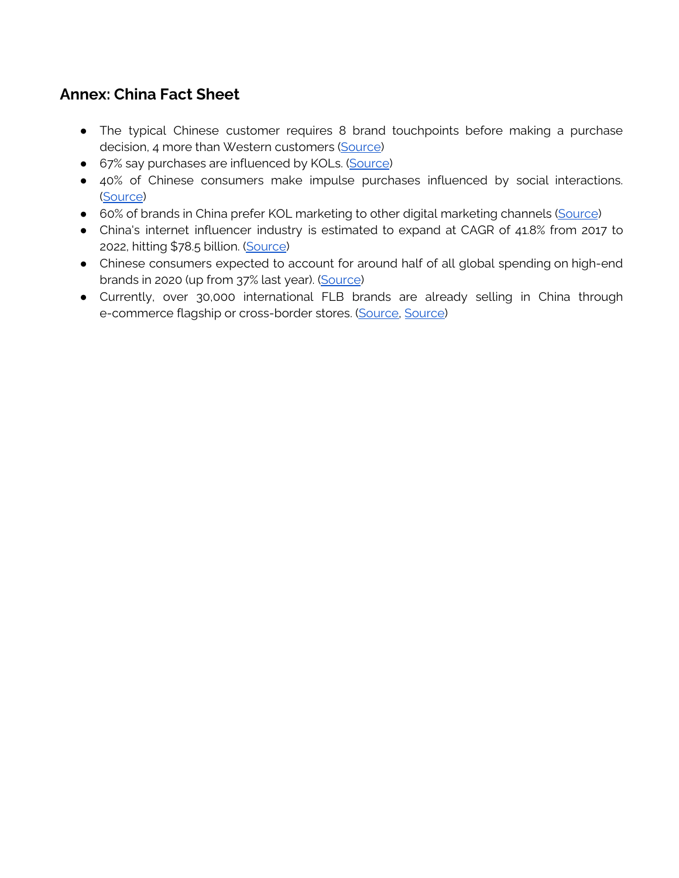## Annex: China Fact Sheet

- The typical Chinese customer requires 8 brand touchpoints before making a purchase decision, 4 more than Western customers (Source)
- 67% say purchases are influenced by KOLs. (Source)
- 40% of Chinese consumers make impulse purchases influenced by social interactions. (Source)
- 60% of brands in China prefer KOL marketing to other digital marketing channels (Source)
- China's internet influencer industry is estimated to expand at CAGR of 41.8% from 2017 to 2022, hitting $78.5 billion. (Source)
- Chinese consumers expected to account for around half of all global spending on high-end brands in 2020 (up from 37% last year). (Source)
- Currently, over 30,000 international FLB brands are already selling in China through e-commerce flagship or cross-border stores. (Source, Source)